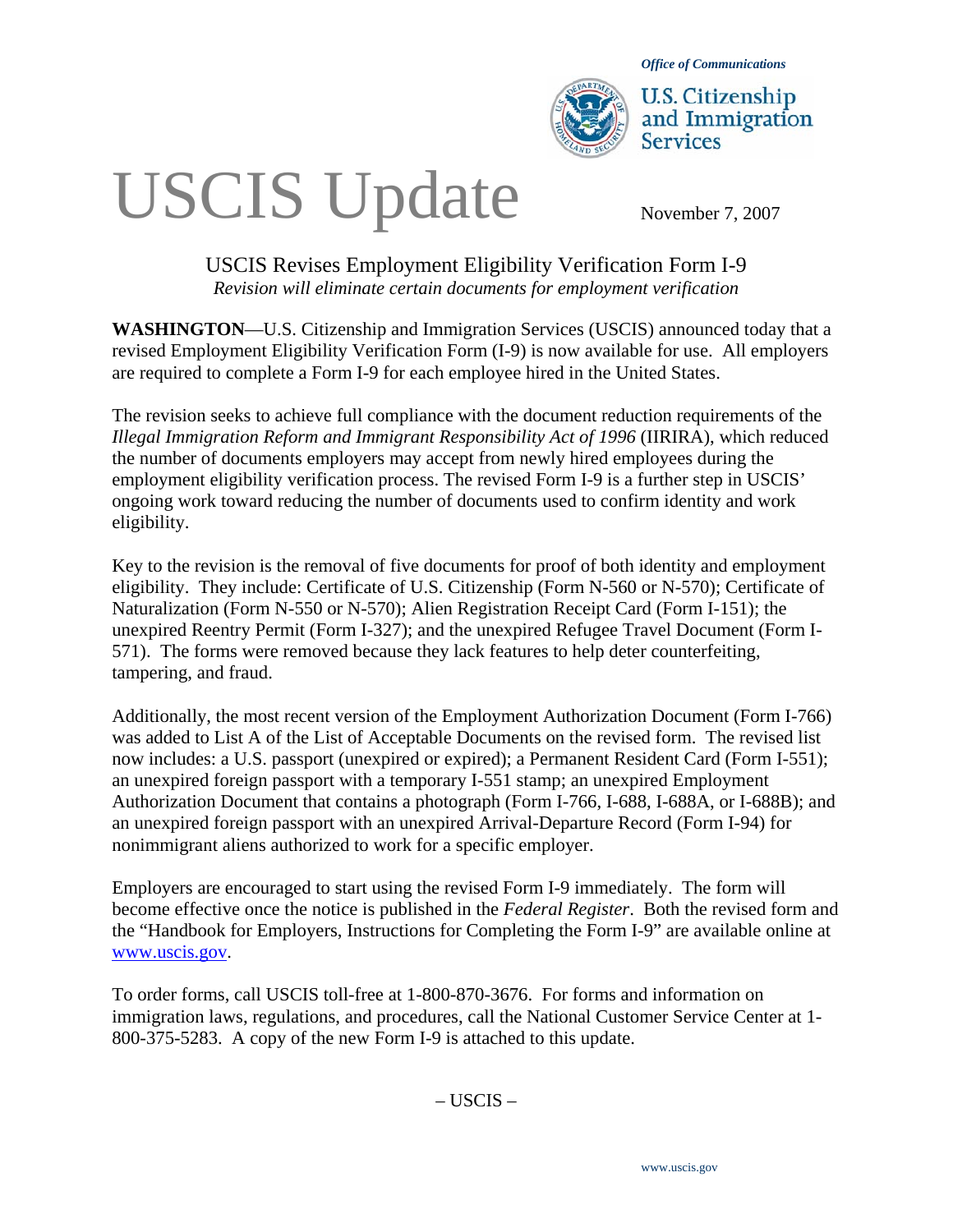Office of Communications

U.S. Citizenship and Immigration Services

# USCIS Update

November 7, 2007

## USCIS Revises Employment Eligibility Verification Form I-9

*Revision will eliminate certain documents for employment verification*

**WASHINGTON**—U.S. Citizenship and Immigration Services (USCIS) announced today that a revised Employment Eligibility Verification Form (I-9) is now available for use. All employers are required to complete a Form I-9 for each employee hired in the United States.

The revision seeks to achieve full compliance with the document reduction requirements of the *Illegal Immigration Reform and Immigrant Responsibility Act of 1996* (IIRIRA), which reduced the number of documents employers may accept from newly hired employees during the employment eligibility verification process. The revised Form I-9 is a further step in USCIS' ongoing work toward reducing the number of documents used to confirm identity and work eligibility.

Key to the revision is the removal of five documents for proof of both identity and employment eligibility. They include: Certificate of U.S. Citizenship (Form N-560 or N-570); Certificate of Naturalization (Form N-550 or N-570); Alien Registration Receipt Card (Form I-151); the unexpired Reentry Permit (Form I-327); and the unexpired Refugee Travel Document (Form I-571). The forms were removed because they lack features to help deter counterfeiting, tampering, and fraud.

Additionally, the most recent version of the Employment Authorization Document (Form I-766) was added to List A of the List of Acceptable Documents on the revised form. The revised list now includes: a U.S. passport (unexpired or expired); a Permanent Resident Card (Form I-551); an unexpired foreign passport with a temporary I-551 stamp; an unexpired Employment Authorization Document that contains a photograph (Form I-766, I-688, I-688A, or I-688B); and an unexpired foreign passport with an unexpired Arrival-Departure Record (Form I-94) for nonimmigrant aliens authorized to work for a specific employer.

Employers are encouraged to start using the revised Form I-9 immediately. The form will become effective once the notice is published in the *Federal Register*. Both the revised form and the "Handbook for Employers, Instructions for Completing the Form I-9" are available online at www.uscis.gov.

To order forms, call USCIS toll-free at 1-800-870-3676. For forms and information on immigration laws, regulations, and procedures, call the National Customer Service Center at 1-800-375-5283. A copy of the new Form I-9 is attached to this update.

– USCIS –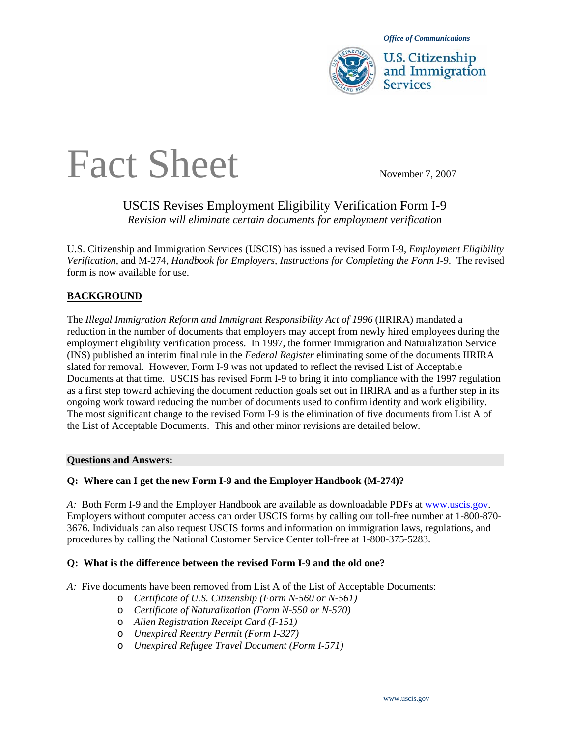Office of Communications

U.S. Citizenship and Immigration Services

# Fact Sheet

November 7, 2007

## USCIS Revises Employment Eligibility Verification Form I-9

*Revision will eliminate certain documents for employment verification*

U.S. Citizenship and Immigration Services (USCIS) has issued a revised Form I-9, *Employment Eligibility Verification*, and M-274, *Handbook for Employers, Instructions for Completing the Form I-9*. The revised form is now available for use.

### BACKGROUND

The *Illegal Immigration Reform and Immigrant Responsibility Act of 1996* (IIRIRA) mandated a reduction in the number of documents that employers may accept from newly hired employees during the employment eligibility verification process. In 1997, the former Immigration and Naturalization Service (INS) published an interim final rule in the *Federal Register* eliminating some of the documents IIRIRA slated for removal. However, Form I-9 was not updated to reflect the revised List of Acceptable Documents at that time. USCIS has revised Form I-9 to bring it into compliance with the 1997 regulation as a first step toward achieving the document reduction goals set out in IIRIRA and as a further step in its ongoing work toward reducing the number of documents used to confirm identity and work eligibility. The most significant change to the revised Form I-9 is the elimination of five documents from List A of the List of Acceptable Documents. This and other minor revisions are detailed below.

**Questions and Answers:**

**Q: Where can I get the new Form I-9 and the Employer Handbook (M-274)?**

*A:* Both Form I-9 and the Employer Handbook are available as downloadable PDFs at www.uscis.gov. Employers without computer access can order USCIS forms by calling our toll-free number at 1-800-870-3676. Individuals can also request USCIS forms and information on immigration laws, regulations, and procedures by calling the National Customer Service Center toll-free at 1-800-375-5283.

**Q: What is the difference between the revised Form I-9 and the old one?**

*A:* Five documents have been removed from List A of the List of Acceptable Documents:

- *Certificate of U.S. Citizenship (Form N-560 or N-561)*
- *Certificate of Naturalization (Form N-550 or N-570)*
- *Alien Registration Receipt Card (I-151)*
- *Unexpired Reentry Permit (Form I-327)*
- *Unexpired Refugee Travel Document (Form I-571)*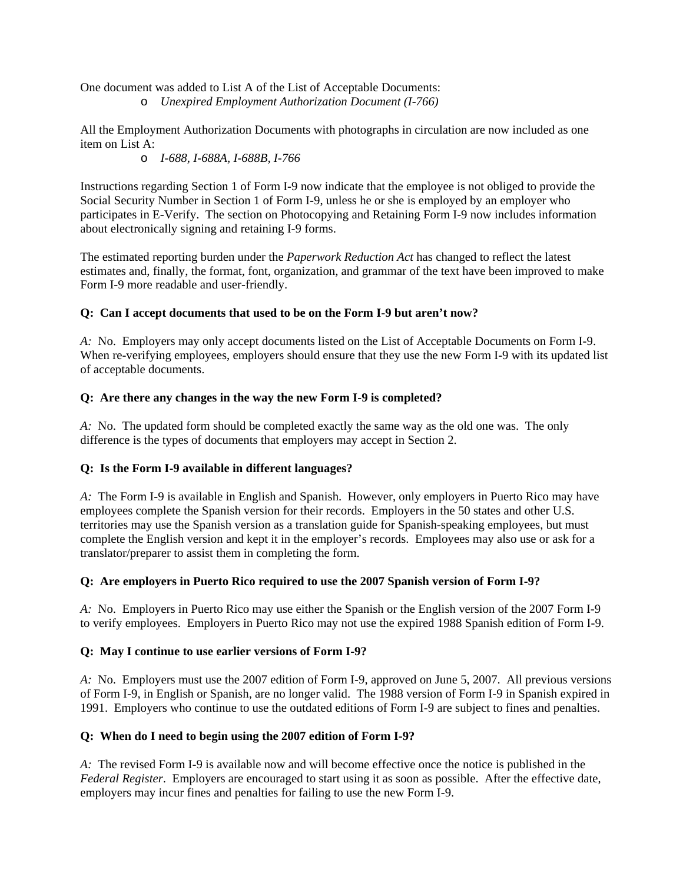One document was added to List A of the List of Acceptable Documents:

- *Unexpired Employment Authorization Document (I-766)*

All the Employment Authorization Documents with photographs in circulation are now included as one item on List A:

- *I-688, I-688A, I-688B, I-766*

Instructions regarding Section 1 of Form I-9 now indicate that the employee is not obliged to provide the Social Security Number in Section 1 of Form I-9, unless he or she is employed by an employer who participates in E-Verify. The section on Photocopying and Retaining Form I-9 now includes information about electronically signing and retaining I-9 forms.

The estimated reporting burden under the *Paperwork Reduction Act* has changed to reflect the latest estimates and, finally, the format, font, organization, and grammar of the text have been improved to make Form I-9 more readable and user-friendly.

**Q: Can I accept documents that used to be on the Form I-9 but aren't now?**

*A:* No. Employers may only accept documents listed on the List of Acceptable Documents on Form I-9. When re-verifying employees, employers should ensure that they use the new Form I-9 with its updated list of acceptable documents.

**Q: Are there any changes in the way the new Form I-9 is completed?**

*A:* No. The updated form should be completed exactly the same way as the old one was. The only difference is the types of documents that employers may accept in Section 2.

**Q: Is the Form I-9 available in different languages?**

*A:* The Form I-9 is available in English and Spanish. However, only employers in Puerto Rico may have employees complete the Spanish version for their records. Employers in the 50 states and other U.S. territories may use the Spanish version as a translation guide for Spanish-speaking employees, but must complete the English version and kept it in the employer's records. Employees may also use or ask for a translator/preparer to assist them in completing the form.

**Q: Are employers in Puerto Rico required to use the 2007 Spanish version of Form I-9?**

*A:* No. Employers in Puerto Rico may use either the Spanish or the English version of the 2007 Form I-9 to verify employees. Employers in Puerto Rico may not use the expired 1988 Spanish edition of Form I-9.

**Q: May I continue to use earlier versions of Form I-9?**

*A:* No. Employers must use the 2007 edition of Form I-9, approved on June 5, 2007. All previous versions of Form I-9, in English or Spanish, are no longer valid. The 1988 version of Form I-9 in Spanish expired in 1991. Employers who continue to use the outdated editions of Form I-9 are subject to fines and penalties.

**Q: When do I need to begin using the 2007 edition of Form I-9?**

*A:* The revised Form I-9 is available now and will become effective once the notice is published in the *Federal Register*. Employers are encouraged to start using it as soon as possible. After the effective date, employers may incur fines and penalties for failing to use the new Form I-9.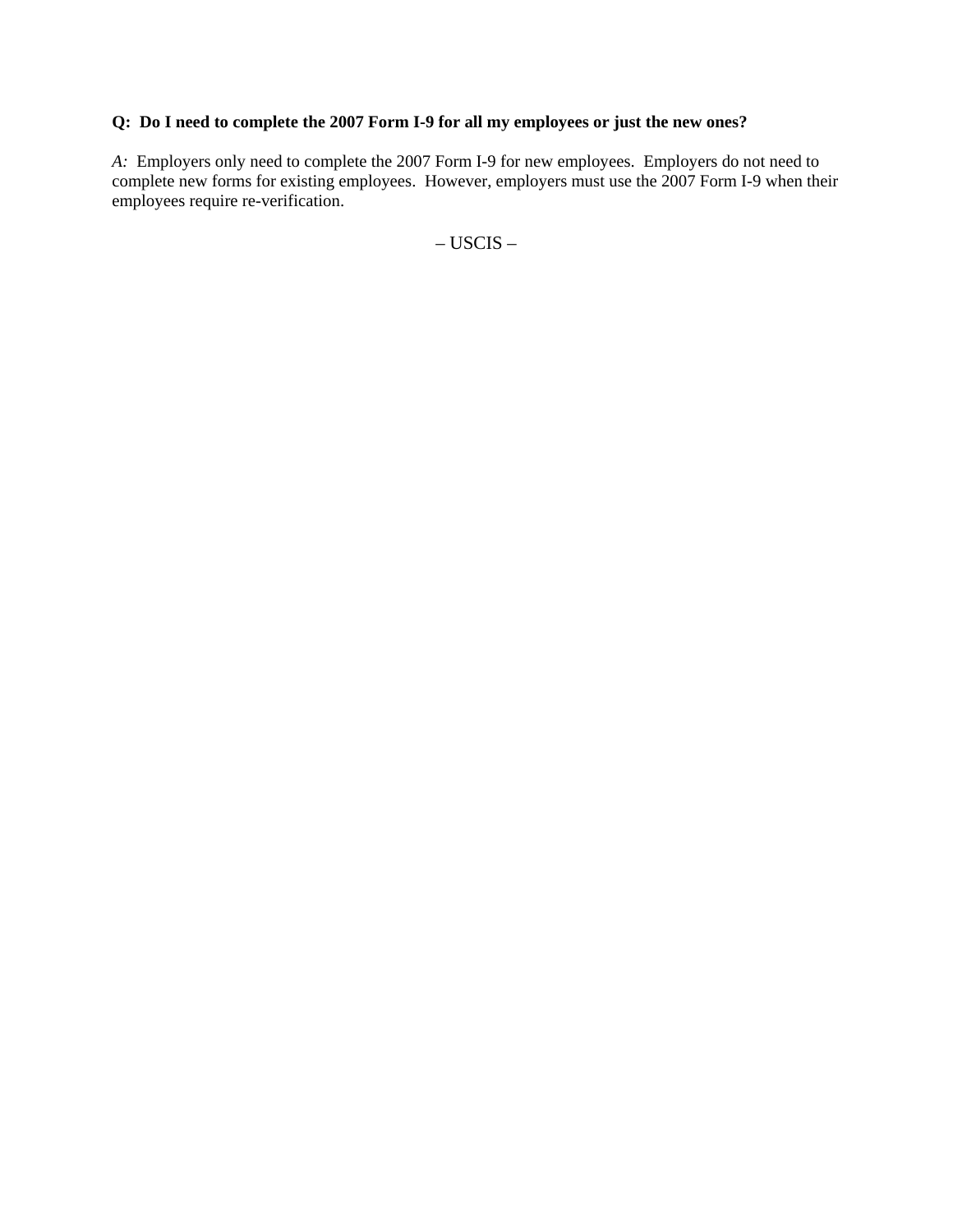**Q: Do I need to complete the 2007 Form I-9 for all my employees or just the new ones?**

*A:* Employers only need to complete the 2007 Form I-9 for new employees. Employers do not need to complete new forms for existing employees. However, employers must use the 2007 Form I-9 when their employees require re-verification.

– USCIS –